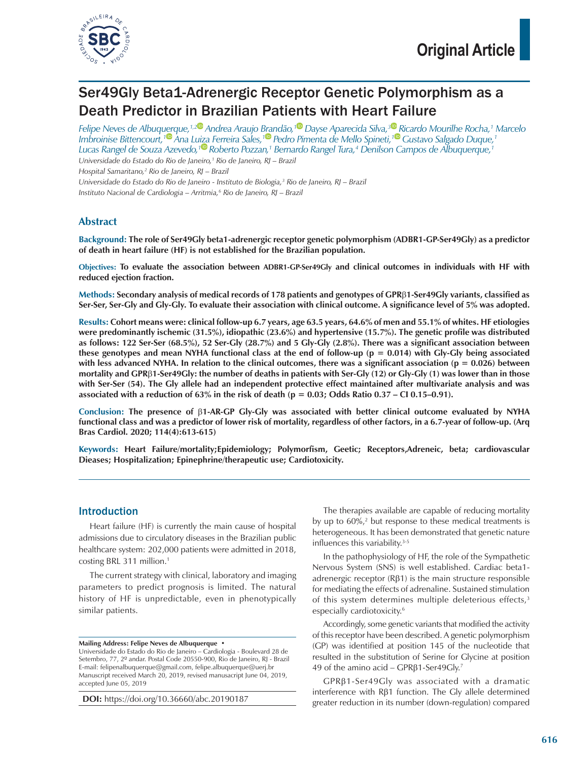Original Article

# Ser49Gly Beta1-Adrenergic Receptor Genetic Polymorphism as a Death Predictor in Brazilian Patients with Heart Failure

*Felipe Neves de Albuquerque,[1,2] Andrea Araujo Brandão,[1] Dayse Aparecida Silva,[3] Ricardo Mourilhe Rocha,[1] Marcelo Imbroinise Bittencourt,[1] Ana Luiza Ferreira Sales,[1] Pedro Pimenta de Mello Spineti,[1] Gustavo Salgado Duque,[1] Lucas Rangel de Souza Azevedo,[1] Roberto Pozzan,[1] Bernardo Rangel Tura,[4] Denilson Campos de Albuquerque,[1]*

*Universidade do Estado do Rio de Janeiro,[1] Rio de Janeiro, RJ – Brazil*

*Hospital Samaritano,[2] Rio de Janeiro, RJ – Brazil*

*Universidade do Estado do Rio de Janeiro - Instituto de Biologia,[3] Rio de Janeiro, RJ – Brazil*

*Instituto Nacional de Cardiologia – Arritmia,[4] Rio de Janeiro, RJ – Brazil*

## Abstract

**Background:** **The role of Ser49Gly beta1-adrenergic receptor genetic polymorphism (ADBR1-GP-Ser49Gly) as a predictor of death in heart failure (HF) is not established for the Brazilian population.**

**Objectives:** **To evaluate the association between ADBR1-GP-Ser49Gly and clinical outcomes in individuals with HF with reduced ejection fraction.**

**Methods:** **Secondary analysis of medical records of 178 patients and genotypes of GPRβ1-Ser49Gly variants, classified as Ser-Ser, Ser-Gly and Gly-Gly. To evaluate their association with clinical outcome. A significance level of 5% was adopted.**

**Results:** **Cohort means were: clinical follow-up 6.7 years, age 63.5 years, 64.6% of men and 55.1% of whites. HF etiologies were predominantly ischemic (31.5%), idiopathic (23.6%) and hypertensive (15.7%). The genetic profile was distributed as follows: 122 Ser-Ser (68.5%), 52 Ser-Gly (28.7%) and 5 Gly-Gly (2.8%). There was a significant association between these genotypes and mean NYHA functional class at the end of follow-up ($p = 0.014$) with Gly-Gly being associated with less advanced NYHA. In relation to the clinical outcomes, there was a significant association ($p = 0.026$) between mortality and GPRβ1-Ser49Gly: the number of deaths in patients with Ser-Gly (12) or Gly-Gly (1) was lower than in those with Ser-Ser (54). The Gly allele had an independent protective effect maintained after multivariate analysis and was associated with a reduction of 63% in the risk of death ($p = 0.03$; Odds Ratio 0.37 – CI 0.15–0.91).**

**Conclusion:** **The presence of β1-AR-GP Gly-Gly was associated with better clinical outcome evaluated by NYHA functional class and was a predictor of lower risk of mortality, regardless of other factors, in a 6.7-year of follow-up. (Arq Bras Cardiol. 2020; 114(4):613-615)**

**Keywords:** **Heart Failure/mortality;Epidemiology; Polymorfism, Geetic; Receptors,Adreneic, beta; cardiovascular Dieases; Hospitalization; Epinephrine/therapeutic use; Cardiotoxicity.**

## Introduction

Heart failure (HF) is currently the main cause of hospital admissions due to circulatory diseases in the Brazilian public healthcare system: 202,000 patients were admitted in 2018, costing BRL 311 million.[1]

The current strategy with clinical, laboratory and imaging parameters to predict prognosis is limited. The natural history of HF is unpredictable, even in phenotypically similar patients.

The therapies available are capable of reducing mortality by up to 60%,[2] but response to these medical treatments is heterogeneous. It has been demonstrated that genetic nature influences this variability.[3-5]

In the pathophysiology of HF, the role of the Sympathetic Nervous System (SNS) is well established. Cardiac beta1-adrenergic receptor (Rβ1) is the main structure responsible for mediating the effects of adrenaline. Sustained stimulation of this system determines multiple deleterious effects,[3] especially cardiotoxicity.[6]

Accordingly, some genetic variants that modified the activity of this receptor have been described. A genetic polymorphism (GP) was identified at position 145 of the nucleotide that resulted in the substitution of Serine for Glycine at position 49 of the amino acid – GPRβ1-Ser49Gly.[7]

GPRβ1-Ser49Gly was associated with a dramatic interference with Rβ1 function. The Gly allele determined greater reduction in its number (down-regulation) compared

**Mailing Address: Felipe Neves de Albuquerque •**
Universidade do Estado do Rio de Janeiro – Cardiologia - Boulevard 28 de Setembro, 77, 2º andar. Postal Code 20550-900, Rio de Janeiro, RJ - Brazil
E-mail: felipenalbuquerque@gmail.com, felipe.albuquerque@uerj.br
Manuscript received March 20, 2019, revised manusacript June 04, 2019, accepted June 05, 2019

**DOI:** https://doi.org/10.36660/abc.20190187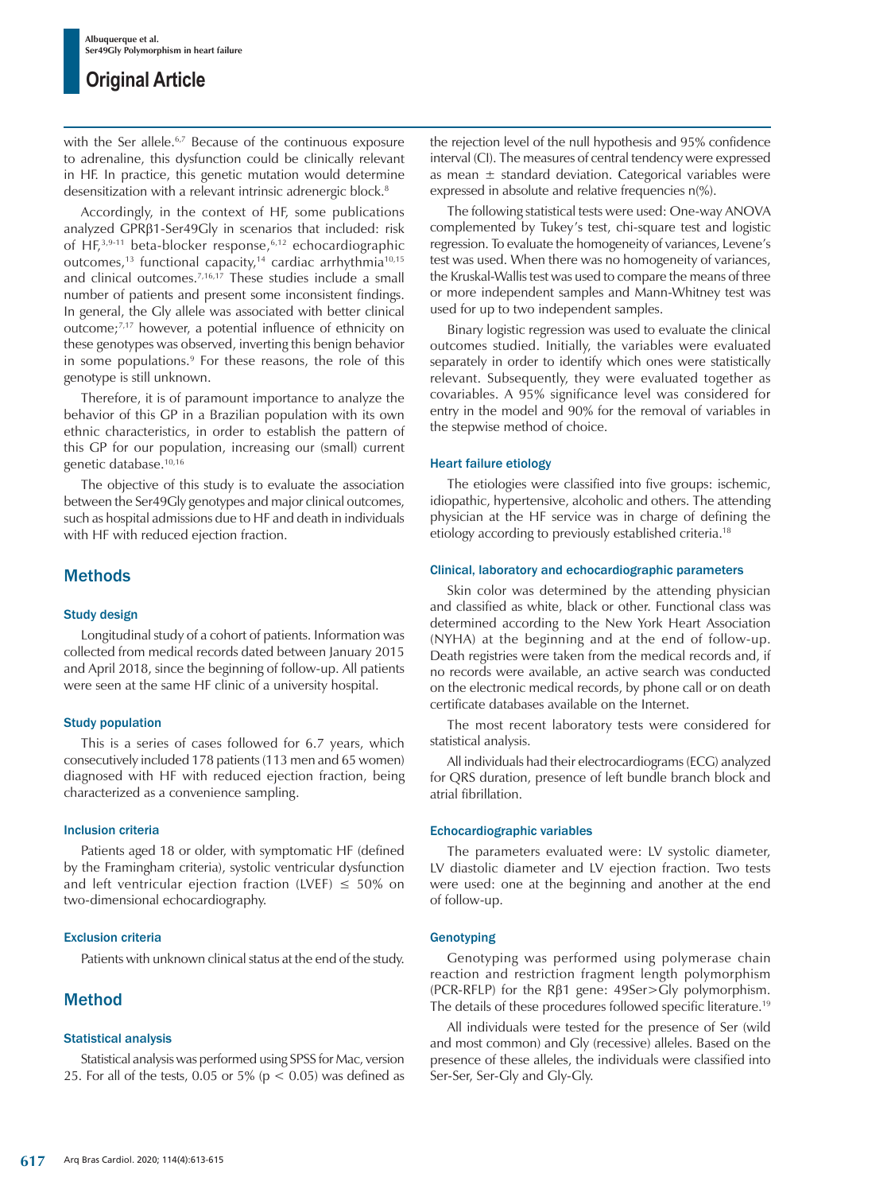with the Ser allele.[6,7] Because of the continuous exposure to adrenaline, this dysfunction could be clinically relevant in HF. In practice, this genetic mutation would determine desensitization with a relevant intrinsic adrenergic block.[8]

Accordingly, in the context of HF, some publications analyzed GPRβ1-Ser49Gly in scenarios that included: risk of HF,[3,9-11] beta-blocker response,[6,12] echocardiographic outcomes,[13] functional capacity,[14] cardiac arrhythmia[10,15] and clinical outcomes.[7,16,17] These studies include a small number of patients and present some inconsistent findings. In general, the Gly allele was associated with better clinical outcome;[7,17] however, a potential influence of ethnicity on these genotypes was observed, inverting this benign behavior in some populations.[9] For these reasons, the role of this genotype is still unknown.

Therefore, it is of paramount importance to analyze the behavior of this GP in a Brazilian population with its own ethnic characteristics, in order to establish the pattern of this GP for our population, increasing our (small) current genetic database.[10,16]

The objective of this study is to evaluate the association between the Ser49Gly genotypes and major clinical outcomes, such as hospital admissions due to HF and death in individuals with HF with reduced ejection fraction.

## Methods

### Study design

Longitudinal study of a cohort of patients. Information was collected from medical records dated between January 2015 and April 2018, since the beginning of follow-up. All patients were seen at the same HF clinic of a university hospital.

### Study population

This is a series of cases followed for 6.7 years, which consecutively included 178 patients (113 men and 65 women) diagnosed with HF with reduced ejection fraction, being characterized as a convenience sampling.

### Inclusion criteria

Patients aged 18 or older, with symptomatic HF (defined by the Framingham criteria), systolic ventricular dysfunction and left ventricular ejection fraction (LVEF) $\leq$ 50% on two-dimensional echocardiography.

### Exclusion criteria

Patients with unknown clinical status at the end of the study.

## Method

### Statistical analysis

Statistical analysis was performed using SPSS for Mac, version 25. For all of the tests, 0.05 or 5% ($p < 0.05$) was defined as the rejection level of the null hypothesis and 95% confidence interval (CI). The measures of central tendency were expressed as mean $\pm$ standard deviation. Categorical variables were expressed in absolute and relative frequencies n(%).

The following statistical tests were used: One-way ANOVA complemented by Tukey's test, chi-square test and logistic regression. To evaluate the homogeneity of variances, Levene's test was used. When there was no homogeneity of variances, the Kruskal-Wallis test was used to compare the means of three or more independent samples and Mann-Whitney test was used for up to two independent samples.

Binary logistic regression was used to evaluate the clinical outcomes studied. Initially, the variables were evaluated separately in order to identify which ones were statistically relevant. Subsequently, they were evaluated together as covariables. A 95% significance level was considered for entry in the model and 90% for the removal of variables in the stepwise method of choice.

### Heart failure etiology

The etiologies were classified into five groups: ischemic, idiopathic, hypertensive, alcoholic and others. The attending physician at the HF service was in charge of defining the etiology according to previously established criteria.[18]

### Clinical, laboratory and echocardiographic parameters

Skin color was determined by the attending physician and classified as white, black or other. Functional class was determined according to the New York Heart Association (NYHA) at the beginning and at the end of follow-up. Death registries were taken from the medical records and, if no records were available, an active search was conducted on the electronic medical records, by phone call or on death certificate databases available on the Internet.

The most recent laboratory tests were considered for statistical analysis.

All individuals had their electrocardiograms (ECG) analyzed for QRS duration, presence of left bundle branch block and atrial fibrillation.

### Echocardiographic variables

The parameters evaluated were: LV systolic diameter, LV diastolic diameter and LV ejection fraction. Two tests were used: one at the beginning and another at the end of follow-up.

### Genotyping

Genotyping was performed using polymerase chain reaction and restriction fragment length polymorphism (PCR-RFLP) for the Rβ1 gene: 49Ser>Gly polymorphism. The details of these procedures followed specific literature.[19]

All individuals were tested for the presence of Ser (wild and most common) and Gly (recessive) alleles. Based on the presence of these alleles, the individuals were classified into Ser-Ser, Ser-Gly and Gly-Gly.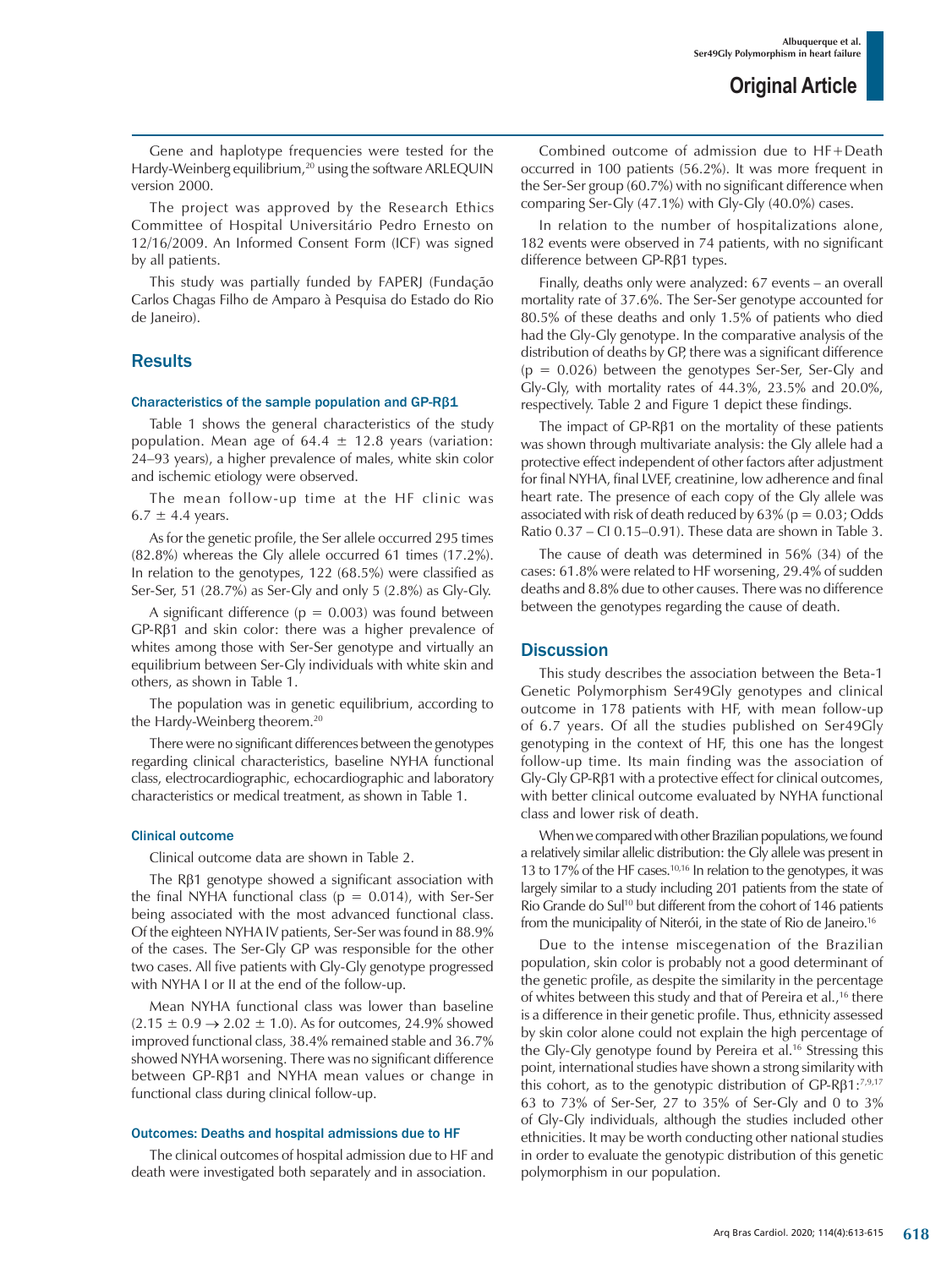Gene and haplotype frequencies were tested for the Hardy-Weinberg equilibrium,[20] using the software ARLEQUIN version 2000.

The project was approved by the Research Ethics Committee of Hospital Universitário Pedro Ernesto on 12/16/2009. An Informed Consent Form (ICF) was signed by all patients.

This study was partially funded by FAPERJ (Fundação Carlos Chagas Filho de Amparo à Pesquisa do Estado do Rio de Janeiro).

## Results

### Characteristics of the sample population and GP-Rβ1

Table 1 shows the general characteristics of the study population. Mean age of 64.4 ± 12.8 years (variation: 24–93 years), a higher prevalence of males, white skin color and ischemic etiology were observed.

The mean follow-up time at the HF clinic was 6.7 ± 4.4 years.

As for the genetic profile, the Ser allele occurred 295 times (82.8%) whereas the Gly allele occurred 61 times (17.2%). In relation to the genotypes, 122 (68.5%) were classified as Ser-Ser, 51 (28.7%) as Ser-Gly and only 5 (2.8%) as Gly-Gly.

A significant difference (p = 0.003) was found between GP-Rβ1 and skin color: there was a higher prevalence of whites among those with Ser-Ser genotype and virtually an equilibrium between Ser-Gly individuals with white skin and others, as shown in Table 1.

The population was in genetic equilibrium, according to the Hardy-Weinberg theorem.[20]

There were no significant differences between the genotypes regarding clinical characteristics, baseline NYHA functional class, electrocardiographic, echocardiographic and laboratory characteristics or medical treatment, as shown in Table 1.

### Clinical outcome

Clinical outcome data are shown in Table 2.

The Rβ1 genotype showed a significant association with the final NYHA functional class (p = 0.014), with Ser-Ser being associated with the most advanced functional class. Of the eighteen NYHA IV patients, Ser-Ser was found in 88.9% of the cases. The Ser-Gly GP was responsible for the other two cases. All five patients with Gly-Gly genotype progressed with NYHA I or II at the end of the follow-up.

Mean NYHA functional class was lower than baseline (2.15 ± 0.9 → 2.02 ± 1.0). As for outcomes, 24.9% showed improved functional class, 38.4% remained stable and 36.7% showed NYHA worsening. There was no significant difference between GP-Rβ1 and NYHA mean values or change in functional class during clinical follow-up.

### Outcomes: Deaths and hospital admissions due to HF

The clinical outcomes of hospital admission due to HF and death were investigated both separately and in association.

Combined outcome of admission due to HF+Death occurred in 100 patients (56.2%). It was more frequent in the Ser-Ser group (60.7%) with no significant difference when comparing Ser-Gly (47.1%) with Gly-Gly (40.0%) cases.

In relation to the number of hospitalizations alone, 182 events were observed in 74 patients, with no significant difference between GP-Rβ1 types.

Finally, deaths only were analyzed: 67 events – an overall mortality rate of 37.6%. The Ser-Ser genotype accounted for 80.5% of these deaths and only 1.5% of patients who died had the Gly-Gly genotype. In the comparative analysis of the distribution of deaths by GP, there was a significant difference (p = 0.026) between the genotypes Ser-Ser, Ser-Gly and Gly-Gly, with mortality rates of 44.3%, 23.5% and 20.0%, respectively. Table 2 and Figure 1 depict these findings.

The impact of GP-Rβ1 on the mortality of these patients was shown through multivariate analysis: the Gly allele had a protective effect independent of other factors after adjustment for final NYHA, final LVEF, creatinine, low adherence and final heart rate. The presence of each copy of the Gly allele was associated with risk of death reduced by 63% (p = 0.03; Odds Ratio 0.37 – CI 0.15–0.91). These data are shown in Table 3.

The cause of death was determined in 56% (34) of the cases: 61.8% were related to HF worsening, 29.4% of sudden deaths and 8.8% due to other causes. There was no difference between the genotypes regarding the cause of death.

## Discussion

This study describes the association between the Beta-1 Genetic Polymorphism Ser49Gly genotypes and clinical outcome in 178 patients with HF, with mean follow-up of 6.7 years. Of all the studies published on Ser49Gly genotyping in the context of HF, this one has the longest follow-up time. Its main finding was the association of Gly-Gly GP-Rβ1 with a protective effect for clinical outcomes, with better clinical outcome evaluated by NYHA functional class and lower risk of death.

When we compared with other Brazilian populations, we found a relatively similar allelic distribution: the Gly allele was present in 13 to 17% of the HF cases.[10,16] In relation to the genotypes, it was largely similar to a study including 201 patients from the state of Rio Grande do Sul[10] but different from the cohort of 146 patients from the municipality of Niterói, in the state of Rio de Janeiro.[16]

Due to the intense miscegenation of the Brazilian population, skin color is probably not a good determinant of the genetic profile, as despite the similarity in the percentage of whites between this study and that of Pereira et al.,[16] there is a difference in their genetic profile. Thus, ethnicity assessed by skin color alone could not explain the high percentage of the Gly-Gly genotype found by Pereira et al.[16] Stressing this point, international studies have shown a strong similarity with this cohort, as to the genotypic distribution of GP-Rβ1:[7,9,17] 63 to 73% of Ser-Ser, 27 to 35% of Ser-Gly and 0 to 3% of Gly-Gly individuals, although the studies included other ethnicities. It may be worth conducting other national studies in order to evaluate the genotypic distribution of this genetic polymorphism in our population.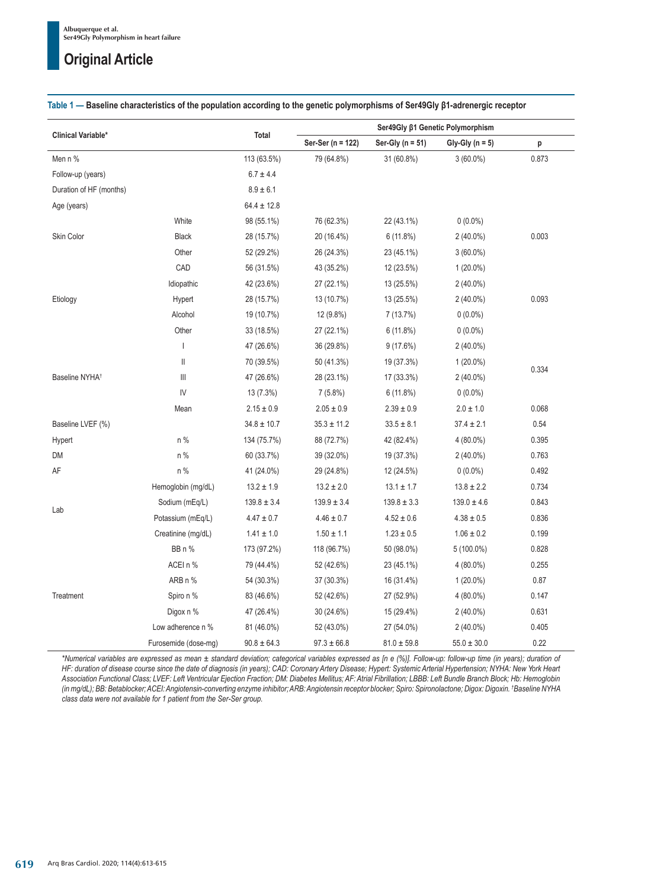**Table 1 — Baseline characteristics of the population according to the genetic polymorphisms of Ser49Gly β1-adrenergic receptor**

| Clinical Variable* | | Total | Ser49Gly β1 Genetic Polymorphism | | | |
|---|---|---|---|---|---|---|
| | | | Ser-Ser (n = 122) | Ser-Gly (n = 51) | Gly-Gly (n = 5) | p |
| Men n % | | 113 (63.5%) | 79 (64.8%) | 31 (60.8%) | 3 (60.0%) | 0.873 |
| Follow-up (years) | | 6.7 ± 4.4 | | | | |
| Duration of HF (months) | | 8.9 ± 6.1 | | | | |
| Age (years) | | 64.4 ± 12.8 | | | | |
| Skin Color | White | 98 (55.1%) | 76 (62.3%) | 22 (43.1%) | 0 (0.0%) | 0.003 |
| | Black | 28 (15.7%) | 20 (16.4%) | 6 (11.8%) | 2 (40.0%) | |
| | Other | 52 (29.2%) | 26 (24.3%) | 23 (45.1%) | 3 (60.0%) | |
| Etiology | CAD | 56 (31.5%) | 43 (35.2%) | 12 (23.5%) | 1 (20.0%) | 0.093 |
| | Idiopathic | 42 (23.6%) | 27 (22.1%) | 13 (25.5%) | 2 (40.0%) | |
| | Hypert | 28 (15.7%) | 13 (10.7%) | 13 (25.5%) | 2 (40.0%) | |
| | Alcohol | 19 (10.7%) | 12 (9.8%) | 7 (13.7%) | 0 (0.0%) | |
| | Other | 33 (18.5%) | 27 (22.1%) | 6 (11.8%) | 0 (0.0%) | |
| Baseline NYHA[†] | I | 47 (26.6%) | 36 (29.8%) | 9 (17.6%) | 2 (40.0%) | 0.334 |
| | II | 70 (39.5%) | 50 (41.3%) | 19 (37.3%) | 1 (20.0%) | |
| | III | 47 (26.6%) | 28 (23.1%) | 17 (33.3%) | 2 (40.0%) | |
| | IV | 13 (7.3%) | 7 (5.8%) | 6 (11.8%) | 0 (0.0%) | |
| | Mean | 2.15 ± 0.9 | 2.05 ± 0.9 | 2.39 ± 0.9 | 2.0 ± 1.0 | 0.068 |
| Baseline LVEF (%) | | 34.8 ± 10.7 | 35.3 ± 11.2 | 33.5 ± 8.1 | 37.4 ± 2.1 | 0.54 |
| Hypert | n % | 134 (75.7%) | 88 (72.7%) | 42 (82.4%) | 4 (80.0%) | 0.395 |
| DM | n % | 60 (33.7%) | 39 (32.0%) | 19 (37.3%) | 2 (40.0%) | 0.763 |
| AF | n % | 41 (24.0%) | 29 (24.8%) | 12 (24.5%) | 0 (0.0%) | 0.492 |
| Lab | Hemoglobin (mg/dL) | 13.2 ± 1.9 | 13.2 ± 2.0 | 13.1 ± 1.7 | 13.8 ± 2.2 | 0.734 |
| | Sodium (mEq/L) | 139.8 ± 3.4 | 139.9 ± 3.4 | 139.8 ± 3.3 | 139.0 ± 4.6 | 0.843 |
| | Potassium (mEq/L) | 4.47 ± 0.7 | 4.46 ± 0.7 | 4.52 ± 0.6 | 4.38 ± 0.5 | 0.836 |
| | Creatinine (mg/dL) | 1.41 ± 1.0 | 1.50 ± 1.1 | 1.23 ± 0.5 | 1.06 ± 0.2 | 0.199 |
| Treatment | BB n % | 173 (97.2%) | 118 (96.7%) | 50 (98.0%) | 5 (100.0%) | 0.828 |
| | ACEI n % | 79 (44.4%) | 52 (42.6%) | 23 (45.1%) | 4 (80.0%) | 0.255 |
| | ARB n % | 54 (30.3%) | 37 (30.3%) | 16 (31.4%) | 1 (20.0%) | 0.87 |
| | Spiro n % | 83 (46.6%) | 52 (42.6%) | 27 (52.9%) | 4 (80.0%) | 0.147 |
| | Digox n % | 47 (26.4%) | 30 (24.6%) | 15 (29.4%) | 2 (40.0%) | 0.631 |
| | Low adherence n % | 81 (46.0%) | 52 (43.0%) | 27 (54.0%) | 2 (40.0%) | 0.405 |
| | Furosemide (dose-mg) | 90.8 ± 64.3 | 97.3 ± 66.8 | 81.0 ± 59.8 | 55.0 ± 30.0 | 0.22 |

*\*Numerical variables are expressed as mean ± standard deviation; categorical variables expressed as [n e (%)]. Follow-up: follow-up time (in years); duration of HF: duration of disease course since the date of diagnosis (in years); CAD: Coronary Artery Disease; Hypert: Systemic Arterial Hypertension; NYHA: New York Heart Association Functional Class; LVEF: Left Ventricular Ejection Fraction; DM: Diabetes Mellitus; AF: Atrial Fibrillation; LBBB: Left Bundle Branch Block; Hb: Hemoglobin (in mg/dL); BB: Betablocker; ACEI: Angiotensin-converting enzyme inhibitor; ARB: Angiotensin receptor blocker; Spiro: Spironolactone; Digox: Digoxin. [†]Baseline NYHA class data were not available for 1 patient from the Ser-Ser group.*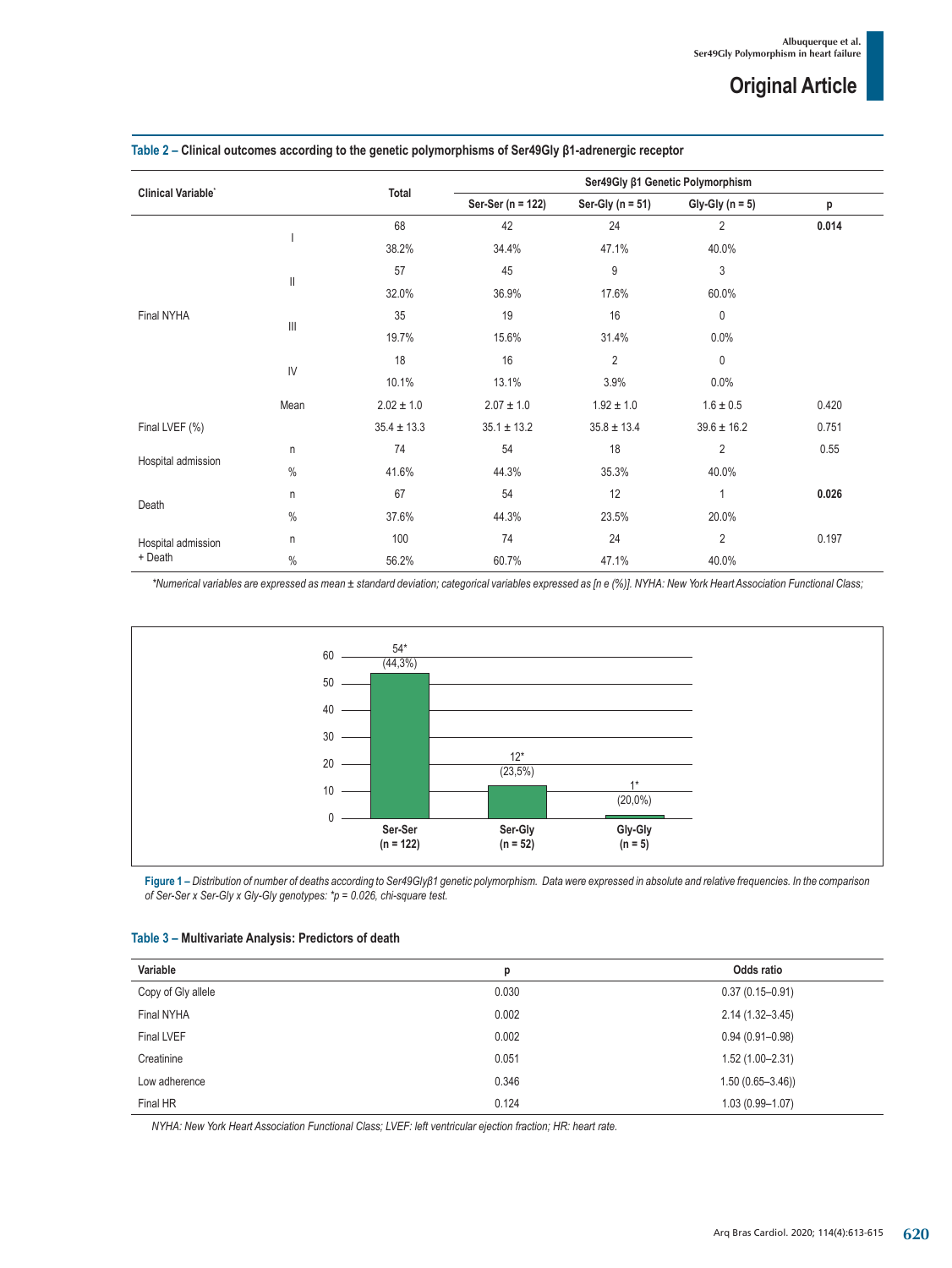**Table 2 – Clinical outcomes according to the genetic polymorphisms of Ser49Gly β1-adrenergic receptor**

| Clinical Variable* | | Total | Ser49Gly β1 Genetic Polymorphism | | | |
|---|---|---|---|---|---|---|
| | | | Ser-Ser (n = 122) | Ser-Gly (n = 51) | Gly-Gly (n = 5) | p |
| Final NYHA | I | 68 | 42 | 24 | 2 | **0.014** |
| | | 38.2% | 34.4% | 47.1% | 40.0% | |
| | II | 57 | 45 | 9 | 3 | |
| | | 32.0% | 36.9% | 17.6% | 60.0% | |
| | III | 35 | 19 | 16 | 0 | |
| | | 19.7% | 15.6% | 31.4% | 0.0% | |
| | IV | 18 | 16 | 2 | 0 | |
| | | 10.1% | 13.1% | 3.9% | 0.0% | |
| | Mean | 2.02 ± 1.0 | 2.07 ± 1.0 | 1.92 ± 1.0 | 1.6 ± 0.5 | 0.420 |
| Final LVEF (%) | | 35.4 ± 13.3 | 35.1 ± 13.2 | 35.8 ± 13.4 | 39.6 ± 16.2 | 0.751 |
| Hospital admission | n | 74 | 54 | 18 | 2 | 0.55 |
| | % | 41.6% | 44.3% | 35.3% | 40.0% | |
| Death | n | 67 | 54 | 12 | 1 | **0.026** |
| | % | 37.6% | 44.3% | 23.5% | 20.0% | |
| Hospital admission + Death | n | 100 | 74 | 24 | 2 | 0.197 |
| | % | 56.2% | 60.7% | 47.1% | 40.0% | |

*\*Numerical variables are expressed as mean ± standard deviation; categorical variables expressed as [n e (%)]. NYHA: New York Heart Association Functional Class;*

**Figure 1** – *Distribution of number of deaths according to Ser49Glyβ1 genetic polymorphism. Data were expressed in absolute and relative frequencies. In the comparison of Ser-Ser x Ser-Gly x Gly-Gly genotypes: \*p = 0.026, chi-square test.*

**Table 3 – Multivariate Analysis: Predictors of death**

| Variable | p | Odds ratio |
|---|---|---|
| Copy of Gly allele | 0.030 | 0.37 (0.15–0.91) |
| Final NYHA | 0.002 | 2.14 (1.32–3.45) |
| Final LVEF | 0.002 | 0.94 (0.91–0.98) |
| Creatinine | 0.051 | 1.52 (1.00–2.31) |
| Low adherence | 0.346 | 1.50 (0.65–3.46)) |
| Final HR | 0.124 | 1.03 (0.99–1.07) |

*NYHA: New York Heart Association Functional Class; LVEF: left ventricular ejection fraction; HR: heart rate.*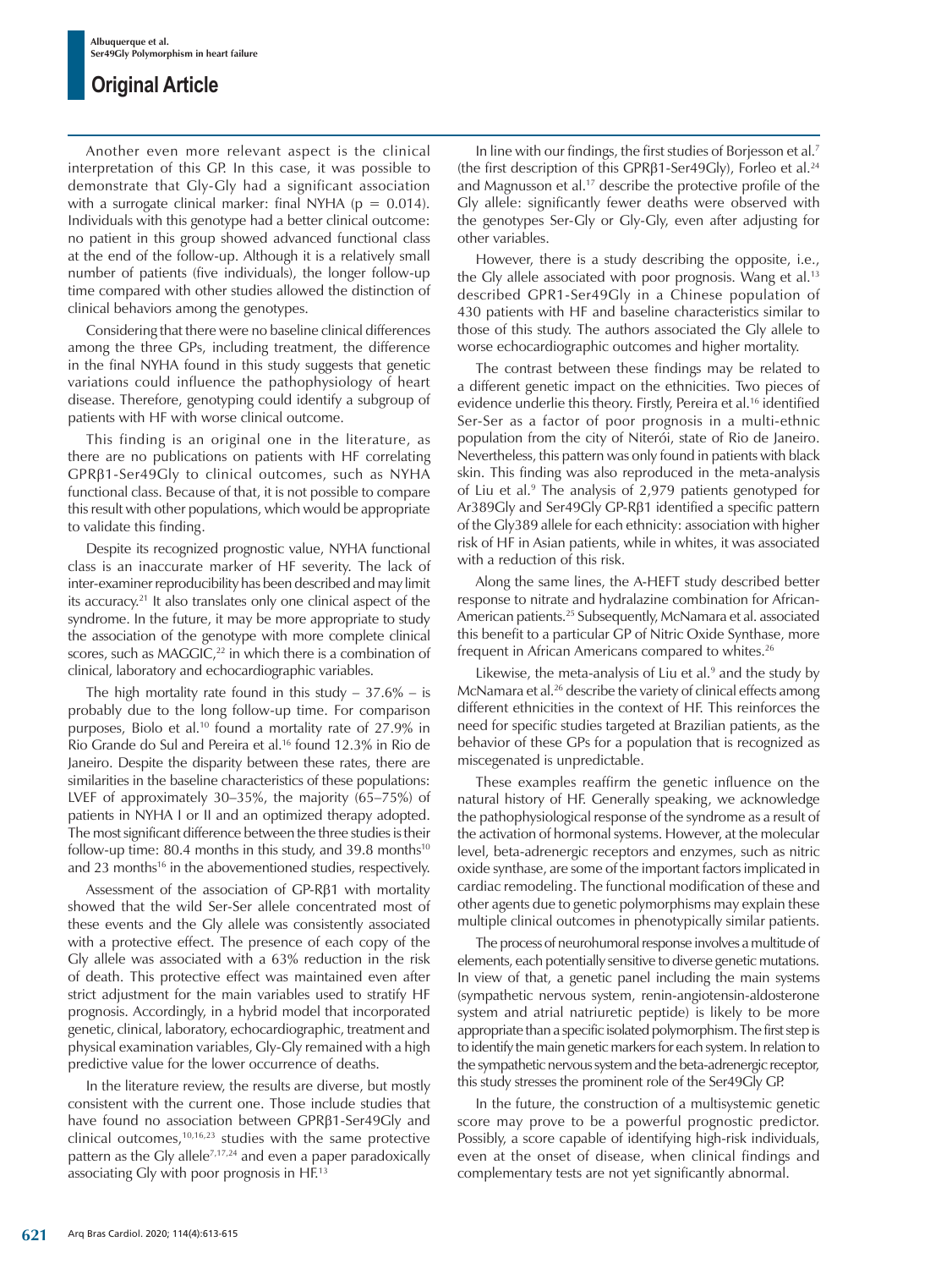Another even more relevant aspect is the clinical interpretation of this GP. In this case, it was possible to demonstrate that Gly-Gly had a significant association with a surrogate clinical marker: final NYHA ($p = 0.014$). Individuals with this genotype had a better clinical outcome: no patient in this group showed advanced functional class at the end of the follow-up. Although it is a relatively small number of patients (five individuals), the longer follow-up time compared with other studies allowed the distinction of clinical behaviors among the genotypes.

Considering that there were no baseline clinical differences among the three GPs, including treatment, the difference in the final NYHA found in this study suggests that genetic variations could influence the pathophysiology of heart disease. Therefore, genotyping could identify a subgroup of patients with HF with worse clinical outcome.

This finding is an original one in the literature, as there are no publications on patients with HF correlating GPRβ1-Ser49Gly to clinical outcomes, such as NYHA functional class. Because of that, it is not possible to compare this result with other populations, which would be appropriate to validate this finding.

Despite its recognized prognostic value, NYHA functional class is an inaccurate marker of HF severity. The lack of inter-examiner reproducibility has been described and may limit its accuracy.[21] It also translates only one clinical aspect of the syndrome. In the future, it may be more appropriate to study the association of the genotype with more complete clinical scores, such as MAGGIC,[22] in which there is a combination of clinical, laboratory and echocardiographic variables.

The high mortality rate found in this study – 37.6% – is probably due to the long follow-up time. For comparison purposes, Biolo et al.[10] found a mortality rate of 27.9% in Rio Grande do Sul and Pereira et al.[16] found 12.3% in Rio de Janeiro. Despite the disparity between these rates, there are similarities in the baseline characteristics of these populations: LVEF of approximately 30–35%, the majority (65–75%) of patients in NYHA I or II and an optimized therapy adopted. The most significant difference between the three studies is their follow-up time: 80.4 months in this study, and 39.8 months[10] and 23 months[16] in the abovementioned studies, respectively.

Assessment of the association of GP-Rβ1 with mortality showed that the wild Ser-Ser allele concentrated most of these events and the Gly allele was consistently associated with a protective effect. The presence of each copy of the Gly allele was associated with a 63% reduction in the risk of death. This protective effect was maintained even after strict adjustment for the main variables used to stratify HF prognosis. Accordingly, in a hybrid model that incorporated genetic, clinical, laboratory, echocardiographic, treatment and physical examination variables, Gly-Gly remained with a high predictive value for the lower occurrence of deaths.

In the literature review, the results are diverse, but mostly consistent with the current one. Those include studies that have found no association between GPRβ1-Ser49Gly and clinical outcomes,[10,16,23] studies with the same protective pattern as the Gly allele[7,17,24] and even a paper paradoxically associating Gly with poor prognosis in HF.[13]

In line with our findings, the first studies of Borjesson et al.[7] (the first description of this GPRβ1-Ser49Gly), Forleo et al.[24] and Magnusson et al.[17] describe the protective profile of the Gly allele: significantly fewer deaths were observed with the genotypes Ser-Gly or Gly-Gly, even after adjusting for other variables.

However, there is a study describing the opposite, i.e., the Gly allele associated with poor prognosis. Wang et al.[13] described GPR1-Ser49Gly in a Chinese population of 430 patients with HF and baseline characteristics similar to those of this study. The authors associated the Gly allele to worse echocardiographic outcomes and higher mortality.

The contrast between these findings may be related to a different genetic impact on the ethnicities. Two pieces of evidence underlie this theory. Firstly, Pereira et al.[16] identified Ser-Ser as a factor of poor prognosis in a multi-ethnic population from the city of Niterói, state of Rio de Janeiro. Nevertheless, this pattern was only found in patients with black skin. This finding was also reproduced in the meta-analysis of Liu et al.[9] The analysis of 2,979 patients genotyped for Ar389Gly and Ser49Gly GP-Rβ1 identified a specific pattern of the Gly389 allele for each ethnicity: association with higher risk of HF in Asian patients, while in whites, it was associated with a reduction of this risk.

Along the same lines, the A-HEFT study described better response to nitrate and hydralazine combination for African-American patients.[25] Subsequently, McNamara et al. associated this benefit to a particular GP of Nitric Oxide Synthase, more frequent in African Americans compared to whites.[26]

Likewise, the meta-analysis of Liu et al.[9] and the study by McNamara et al.[26] describe the variety of clinical effects among different ethnicities in the context of HF. This reinforces the need for specific studies targeted at Brazilian patients, as the behavior of these GPs for a population that is recognized as miscegenated is unpredictable.

These examples reaffirm the genetic influence on the natural history of HF. Generally speaking, we acknowledge the pathophysiological response of the syndrome as a result of the activation of hormonal systems. However, at the molecular level, beta-adrenergic receptors and enzymes, such as nitric oxide synthase, are some of the important factors implicated in cardiac remodeling. The functional modification of these and other agents due to genetic polymorphisms may explain these multiple clinical outcomes in phenotypically similar patients.

The process of neurohumoral response involves a multitude of elements, each potentially sensitive to diverse genetic mutations. In view of that, a genetic panel including the main systems (sympathetic nervous system, renin-angiotensin-aldosterone system and atrial natriuretic peptide) is likely to be more appropriate than a specific isolated polymorphism. The first step is to identify the main genetic markers for each system. In relation to the sympathetic nervous system and the beta-adrenergic receptor, this study stresses the prominent role of the Ser49Gly GP.

In the future, the construction of a multisystemic genetic score may prove to be a powerful prognostic predictor. Possibly, a score capable of identifying high-risk individuals, even at the onset of disease, when clinical findings and complementary tests are not yet significantly abnormal.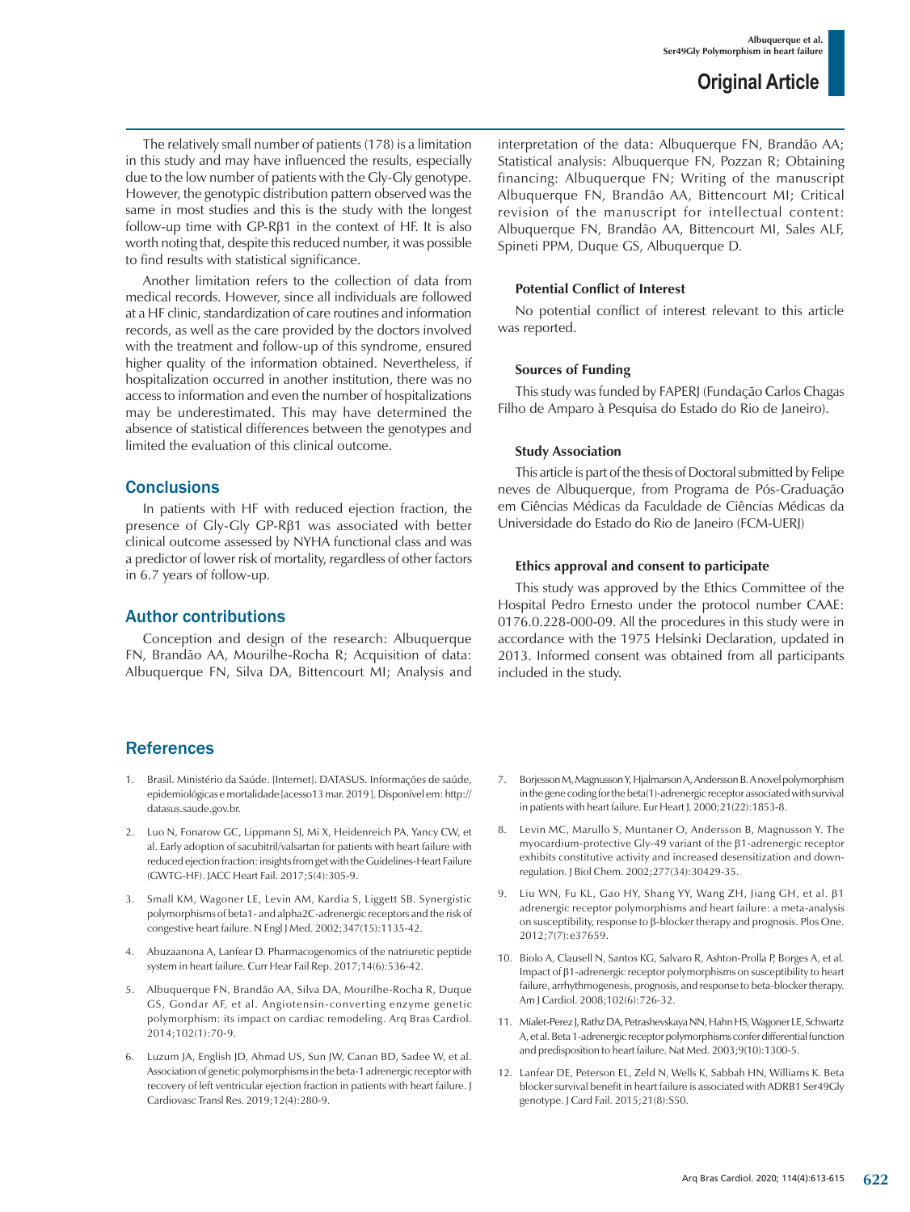The relatively small number of patients (178) is a limitation in this study and may have influenced the results, especially due to the low number of patients with the Gly-Gly genotype. However, the genotypic distribution pattern observed was the same in most studies and this is the study with the longest follow-up time with GP-Rβ1 in the context of HF. It is also worth noting that, despite this reduced number, it was possible to find results with statistical significance.

Another limitation refers to the collection of data from medical records. However, since all individuals are followed at a HF clinic, standardization of care routines and information records, as well as the care provided by the doctors involved with the treatment and follow-up of this syndrome, ensured higher quality of the information obtained. Nevertheless, if hospitalization occurred in another institution, there was no access to information and even the number of hospitalizations may be underestimated. This may have determined the absence of statistical differences between the genotypes and limited the evaluation of this clinical outcome.

## Conclusions

In patients with HF with reduced ejection fraction, the presence of Gly-Gly GP-Rβ1 was associated with better clinical outcome assessed by NYHA functional class and was a predictor of lower risk of mortality, regardless of other factors in 6.7 years of follow-up.

## Author contributions

Conception and design of the research: Albuquerque FN, Brandão AA, Mourilhe-Rocha R; Acquisition of data: Albuquerque FN, Silva DA, Bittencourt MI; Analysis and interpretation of the data: Albuquerque FN, Brandão AA; Statistical analysis: Albuquerque FN, Pozzan R; Obtaining financing: Albuquerque FN; Writing of the manuscript Albuquerque FN, Brandão AA, Bittencourt MI; Critical revision of the manuscript for intellectual content: Albuquerque FN, Brandão AA, Bittencourt MI, Sales ALF, Spineti PPM, Duque GS, Albuquerque D.

### Potential Conflict of Interest

No potential conflict of interest relevant to this article was reported.

### Sources of Funding

This study was funded by FAPERJ (Fundação Carlos Chagas Filho de Amparo à Pesquisa do Estado do Rio de Janeiro).

### Study Association

This article is part of the thesis of Doctoral submitted by Felipe neves de Albuquerque, from Programa de Pós-Graduação em Ciências Médicas da Faculdade de Ciências Médicas da Universidade do Estado do Rio de Janeiro (FCM-UERJ)

### Ethics approval and consent to participate

This study was approved by the Ethics Committee of the Hospital Pedro Ernesto under the protocol number CAAE: 0176.0.228-000-09. All the procedures in this study were in accordance with the 1975 Helsinki Declaration, updated in 2013. Informed consent was obtained from all participants included in the study.

## References

1. Brasil. Ministério da Saúde. [Internet]. DATASUS. Informações de saúde, epidemiológicas e mortalidade [acesso13 mar. 2019 ]. Disponível em: http://datasus.saude.gov.br.
2. Luo N, Fonarow GC, Lippmann SJ, Mi X, Heidenreich PA, Yancy CW, et al. Early adoption of sacubitril/valsartan for patients with heart failure with reduced ejection fraction: insights from get with the Guidelines-Heart Failure (GWTG-HF). JACC Heart Fail. 2017;5(4):305-9.
3. Small KM, Wagoner LE, Levin AM, Kardia S, Liggett SB. Synergistic polymorphisms of beta1- and alpha2C-adrenergic receptors and the risk of congestive heart failure. N Engl J Med. 2002;347(15):1135-42.
4. Abuzaanona A, Lanfear D. Pharmacogenomics of the natriuretic peptide system in heart failure. Curr Hear Fail Rep. 2017;14(6):536-42.
5. Albuquerque FN, Brandão AA, Silva DA, Mourilhe-Rocha R, Duque GS, Gondar AF, et al. Angiotensin-converting enzyme genetic polymorphism: its impact on cardiac remodeling. Arq Bras Cardiol. 2014;102(1):70-9.
6. Luzum JA, English JD, Ahmad US, Sun JW, Canan BD, Sadee W, et al. Association of genetic polymorphisms in the beta-1 adrenergic receptor with recovery of left ventricular ejection fraction in patients with heart failure. J Cardiovasc Transl Res. 2019;12(4):280-9.
7. Borjesson M, Magnusson Y, Hjalmarson A, Andersson B. A novel polymorphism in the gene coding for the beta(1)-adrenergic receptor associated with survival in patients with heart failure. Eur Heart J. 2000;21(22):1853-8.
8. Levin MC, Marullo S, Muntaner O, Andersson B, Magnusson Y. The myocardium-protective Gly-49 variant of the β1-adrenergic receptor exhibits constitutive activity and increased desensitization and down-regulation. J Biol Chem. 2002;277(34):30429-35.
9. Liu WN, Fu KL, Gao HY, Shang YY, Wang ZH, Jiang GH, et al. β1 adrenergic receptor polymorphisms and heart failure: a meta-analysis on susceptibility, response to β-blocker therapy and prognosis. Plos One. 2012;7(7):e37659.
10. Biolo A, Clausell N, Santos KG, Salvaro R, Ashton-Prolla P, Borges A, et al. Impact of β1-adrenergic receptor polymorphisms on susceptibility to heart failure, arrhythmogenesis, prognosis, and response to beta-blocker therapy. Am J Cardiol. 2008;102(6):726-32.
11. Mialet-Perez J, Rathz DA, Petrashevskaya NN, Hahn HS, Wagoner LE, Schwartz A, et al. Beta 1-adrenergic receptor polymorphisms confer differential function and predisposition to heart failure. Nat Med. 2003;9(10):1300-5.
12. Lanfear DE, Peterson EL, Zeld N, Wells K, Sabbah HN, Williams K. Beta blocker survival benefit in heart failure is associated with ADRB1 Ser49Gly genotype. J Card Fail. 2015;21(8):S50.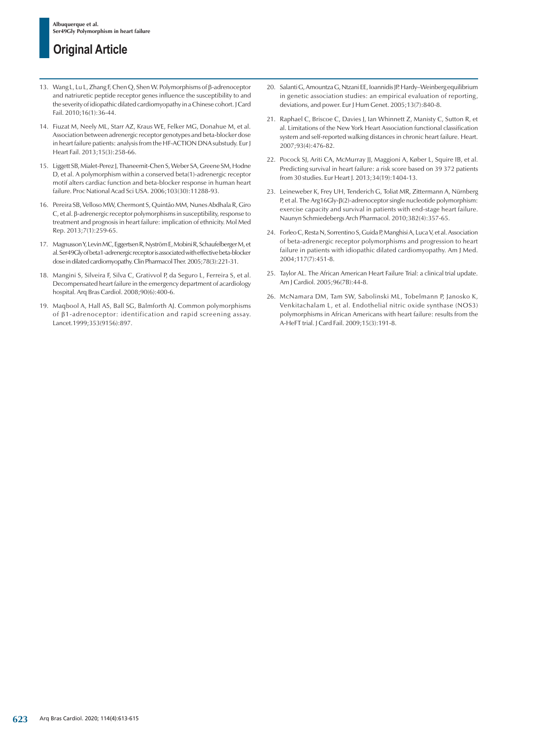13. Wang L, Lu L, Zhang F, Chen Q, Shen W. Polymorphisms of β-adrenoceptor and natriuretic peptide receptor genes influence the susceptibility to and the severity of idiopathic dilated cardiomyopathy in a Chinese cohort. J Card Fail. 2010;16(1):36-44.

14. Fiuzat M, Neely ML, Starr AZ, Kraus WE, Felker MG, Donahue M, et al. Association between adrenergic receptor genotypes and beta-blocker dose in heart failure patients: analysis from the HF-ACTION DNA substudy. Eur J Heart Fail. 2013;15(3):258-66.

15. Liggett SB, Mialet-Perez J, Thaneemit-Chen S, Weber SA, Greene SM, Hodne D, et al. A polymorphism within a conserved beta(1)-adrenergic receptor motif alters cardiac function and beta-blocker response in human heart failure. Proc National Acad Sci USA. 2006;103(30):11288-93.

16. Pereira SB, Velloso MW, Chermont S, Quintão MM, Nunes Abdhala R, Giro C, et al. β-adrenergic receptor polymorphisms in susceptibility, response to treatment and prognosis in heart failure: implication of ethnicity. Mol Med Rep. 2013;7(1):259-65.

17. Magnusson Y, Levin MC, Eggertsen R, Nyström E, Mobini R, Schaufelberger M, et al. Ser49Gly of beta1-adrenergic receptor is associated with effective beta-blocker dose in dilated cardiomyopathy. Clin Pharmacol Ther. 2005;78(3):221-31.

18. Mangini S, Silveira F, Silva C, Grativvol P, da Seguro L, Ferreira S, et al. Decompensated heart failure in the emergency department of acardiology hospital. Arq Bras Cardiol. 2008;90(6):400-6.

19. Maqbool A, Hall AS, Ball SG, Balmforth AJ. Common polymorphisms of β1-adrenoceptor: identification and rapid screening assay. Lancet.1999;353(9156):897.

20. Salanti G, Amountza G, Ntzani EE, Ioannidis JP. Hardy–Weinberg equilibrium in genetic association studies: an empirical evaluation of reporting, deviations, and power. Eur J Hum Genet. 2005;13(7):840-8.

21. Raphael C, Briscoe C, Davies J, Ian Whinnett Z, Manisty C, Sutton R, et al. Limitations of the New York Heart Association functional classification system and self-reported walking distances in chronic heart failure. Heart. 2007;93(4):476-82.

22. Pocock SJ, Ariti CA, McMurray JJ, Maggioni A, Køber L, Squire IB, et al. Predicting survival in heart failure: a risk score based on 39 372 patients from 30 studies. Eur Heart J. 2013;34(19):1404-13.

23. Leineweber K, Frey UH, Tenderich G, Toliat MR, Zittermann A, Nürnberg P, et al. The Arg16Gly-β(2)-adrenoceptor single nucleotide polymorphism: exercise capacity and survival in patients with end-stage heart failure. Naunyn Schmiedebergs Arch Pharmacol. 2010;382(4):357-65.

24. Forleo C, Resta N, Sorrentino S, Guida P, Manghisi A, Luca V, et al. Association of beta-adrenergic receptor polymorphisms and progression to heart failure in patients with idiopathic dilated cardiomyopathy. Am J Med. 2004;117(7):451-8.

25. Taylor AL. The African American Heart Failure Trial: a clinical trial update. Am J Cardiol. 2005;96(7B):44-8.

26. McNamara DM, Tam SW, Sabolinski ML, Tobelmann P, Janosko K, Venkitachalam L, et al. Endothelial nitric oxide synthase (NOS3) polymorphisms in African Americans with heart failure: results from the A-HeFT trial. J Card Fail. 2009;15(3):191-8.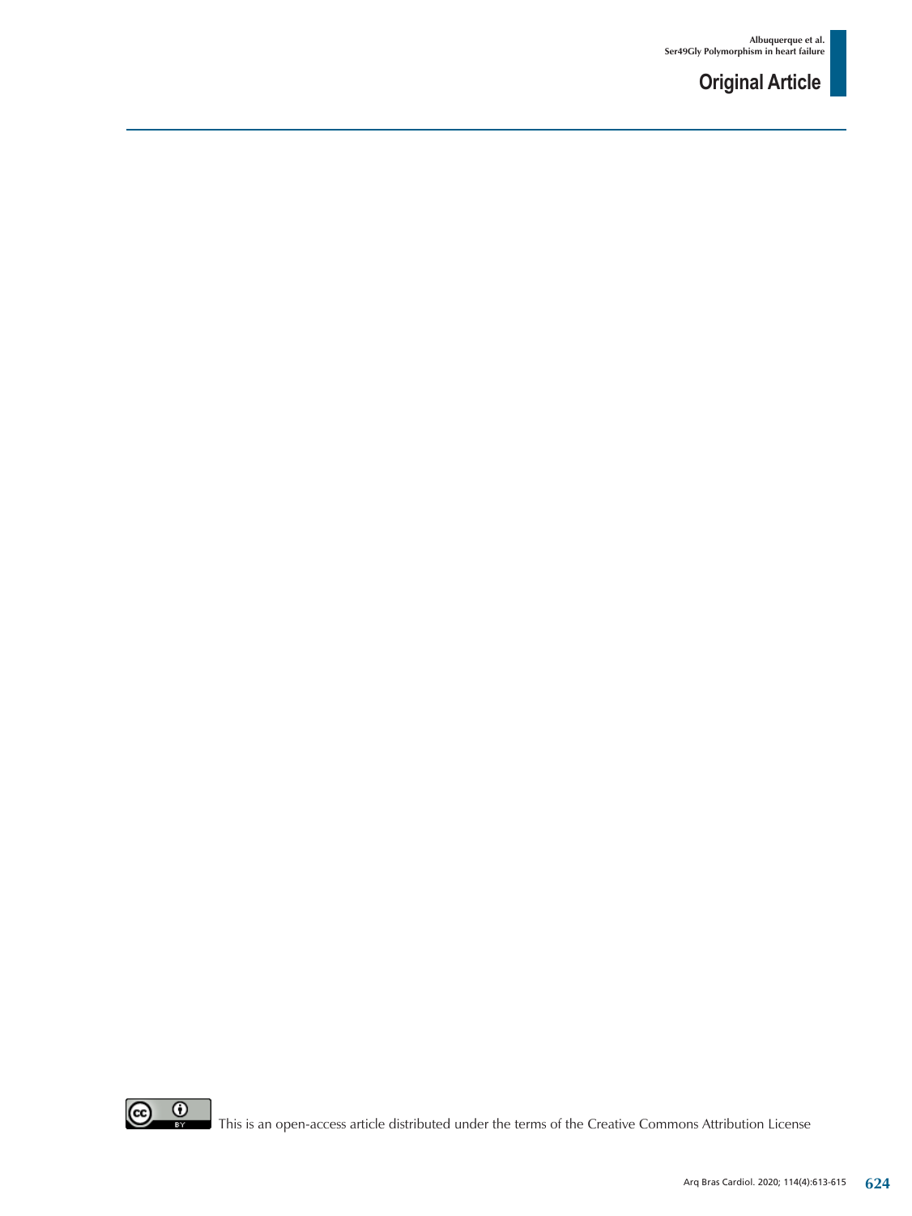This is an open-access article distributed under the terms of the Creative Commons Attribution License